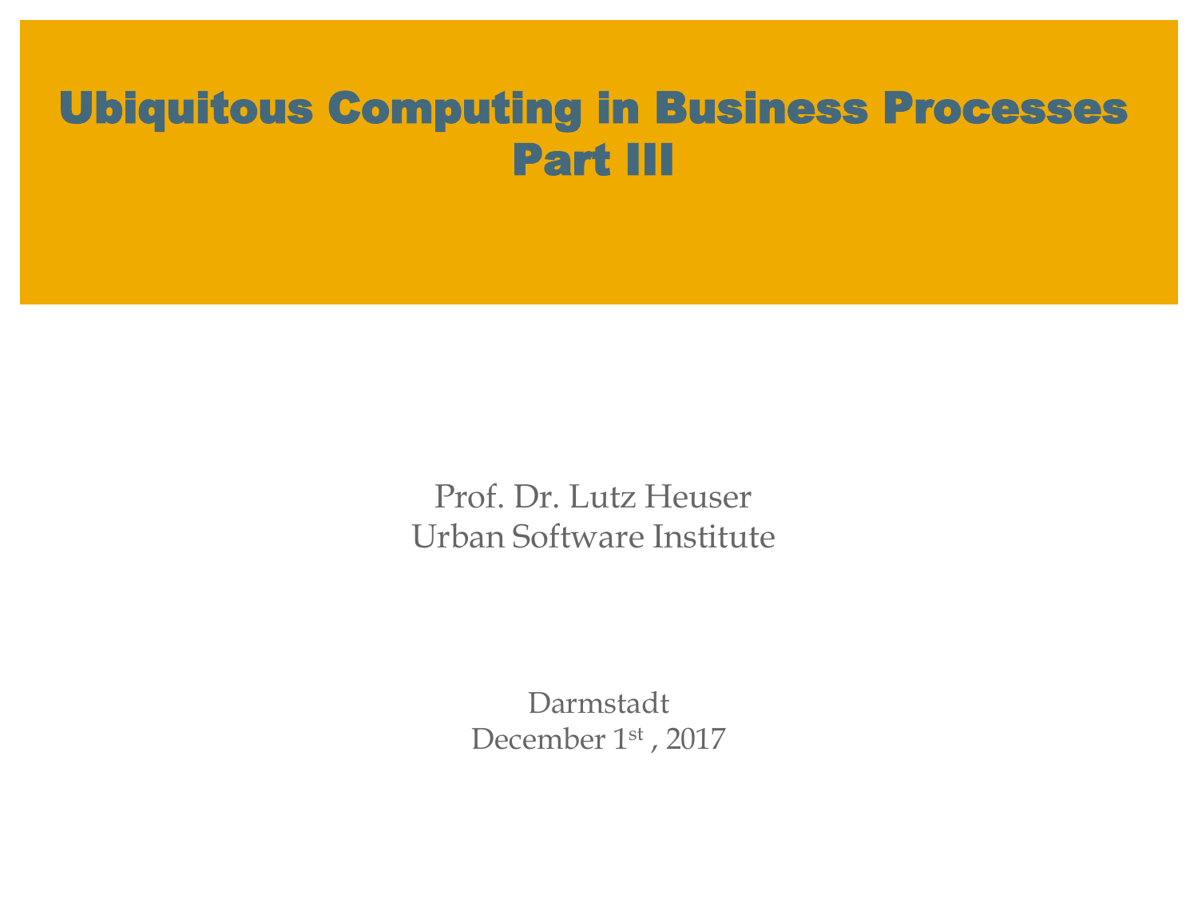# Ubiquitous Computing in Business Processes Part III

Prof. Dr. Lutz Heuser
Urban Software Institute

Darmstadt
December 1st , 2017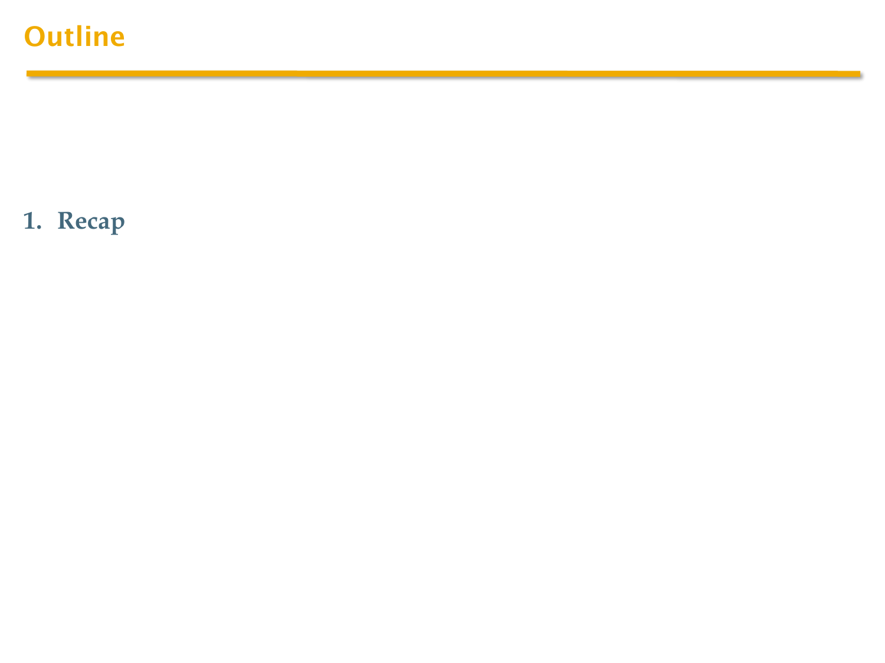# Outline

1. Recap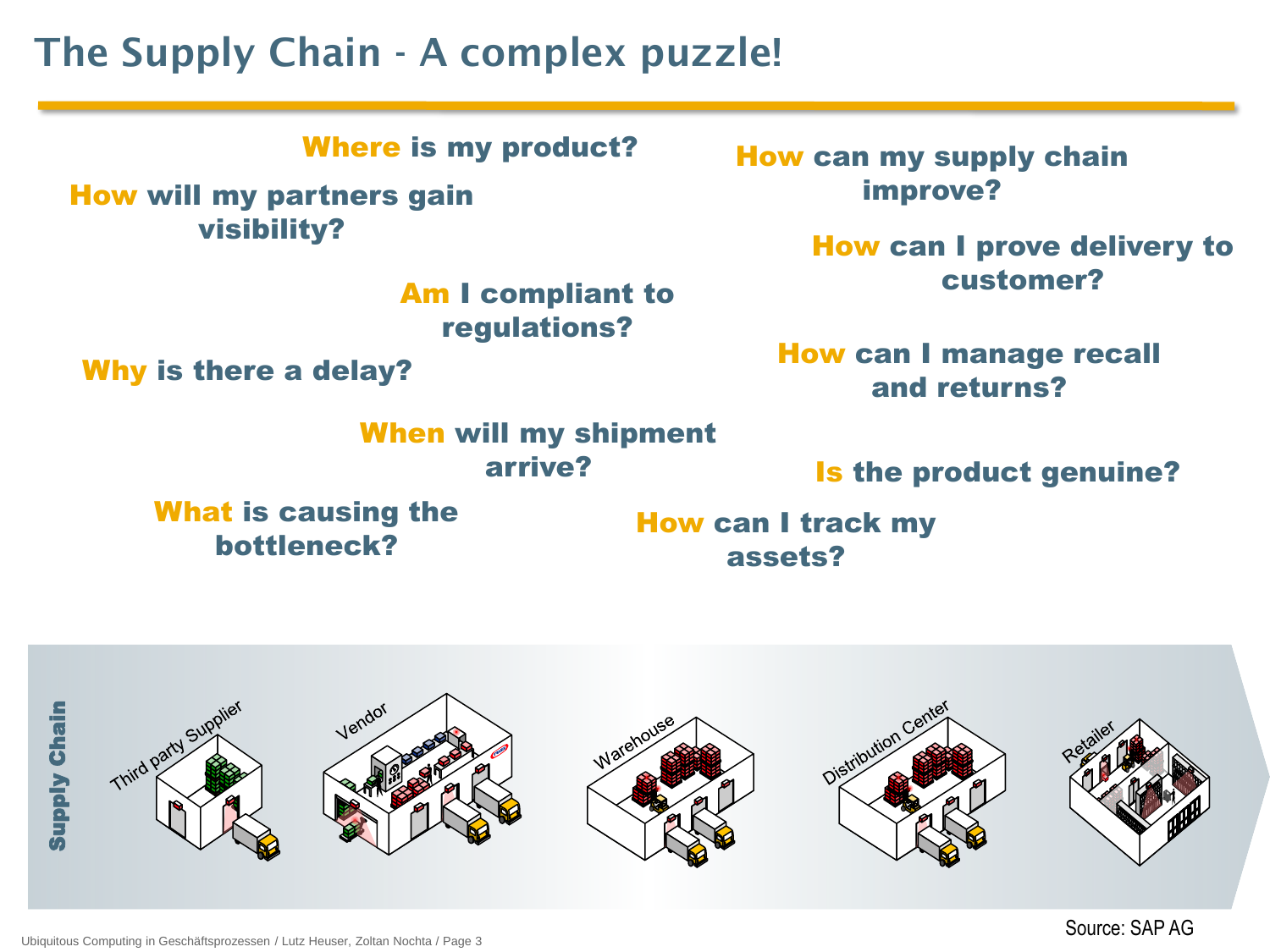# The Supply Chain - A complex puzzle!

**Where** is my product?

**How** will my partners gain visibility?

**How** can my supply chain improve?

**How** can I prove delivery to customer?

**Am** I compliant to regulations?

**Why** is there a delay?

**How** can I manage recall and returns?

**When** will my shipment arrive?

**Is** the product genuine?

**What** is causing the bottleneck?

**How** can I track my assets?

Supply Chain: Third party Supplier → Vendor → Warehouse → Distribution Center → Retailer

Source: SAP AG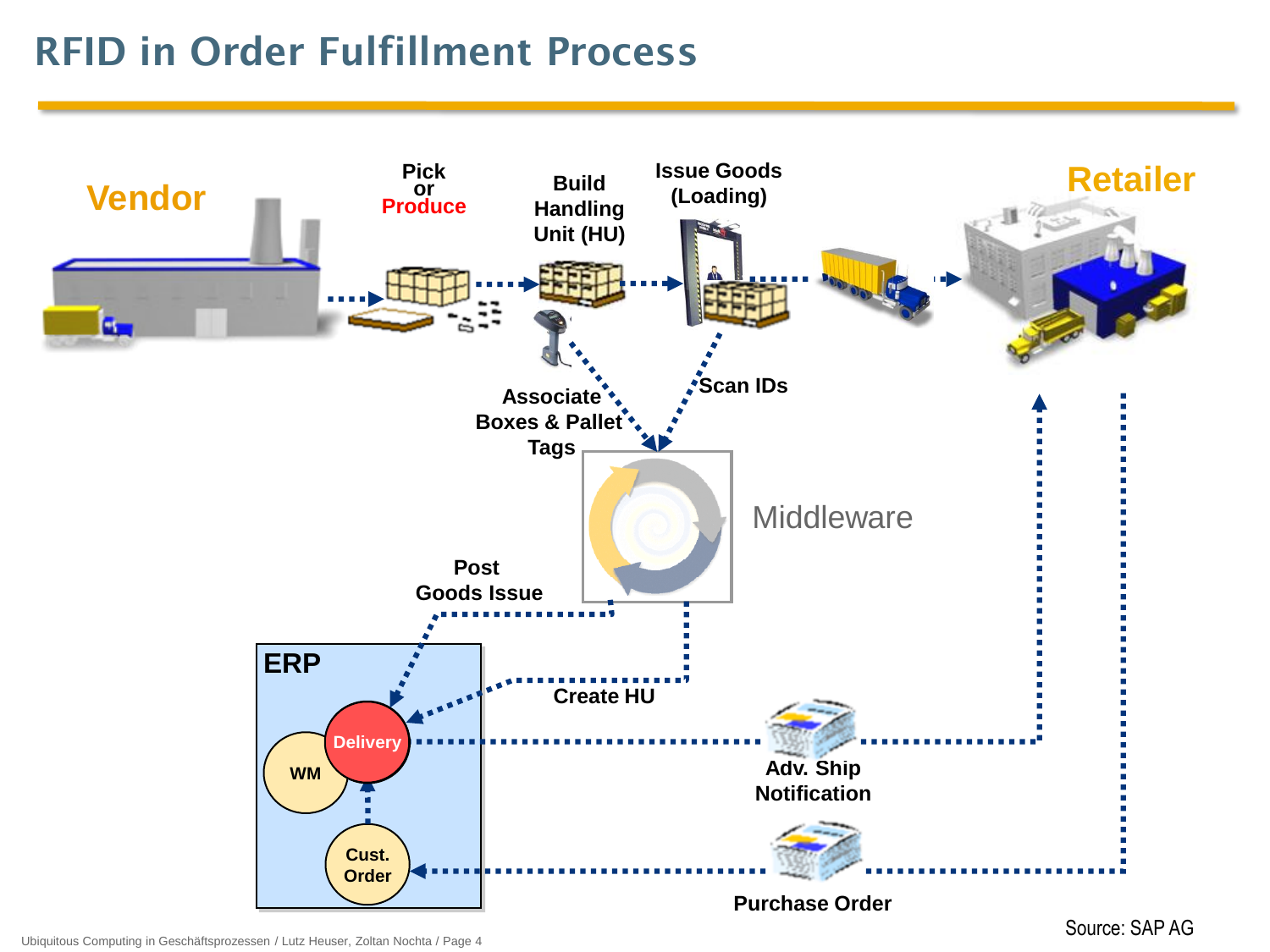# RFID in Order Fulfillment Process

Vendor

Pick or Produce

Build Handling Unit (HU)

Issue Goods (Loading)

Retailer

Associate Boxes & Pallet Tags

Scan IDs

Middleware

Post Goods Issue

Create HU

ERP

Delivery

WM

Cust. Order

Adv. Ship Notification

Purchase Order

Source: SAP AG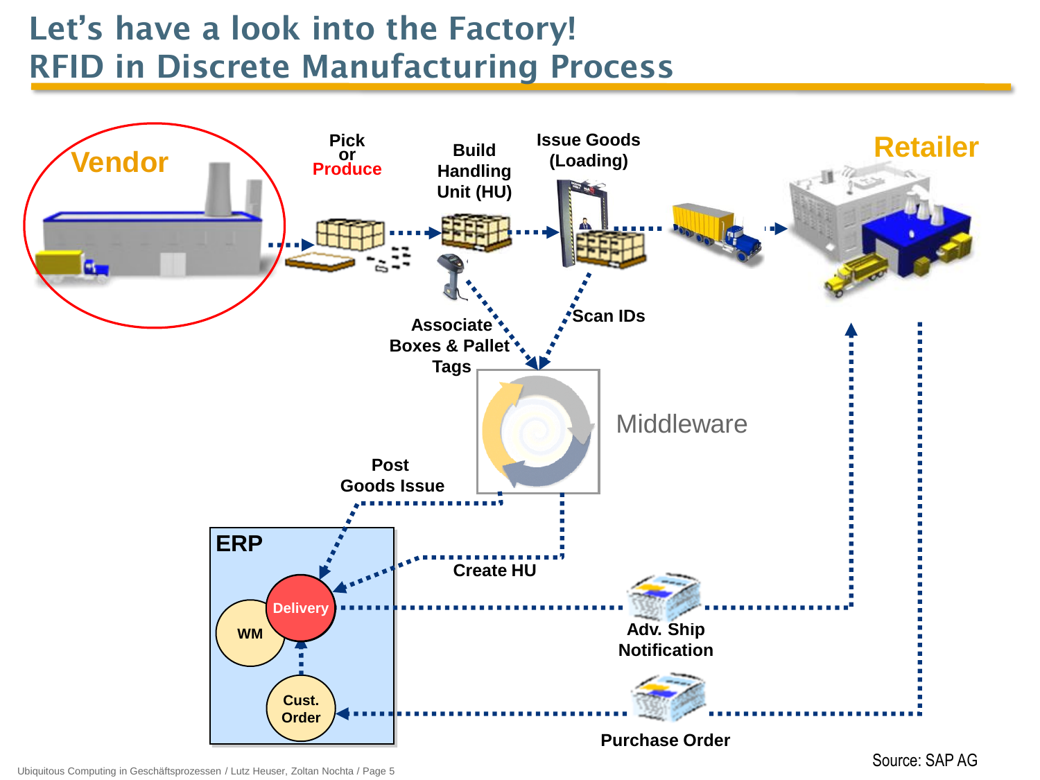# Let's have a look into the Factory! RFID in Discrete Manufacturing Process

Vendor

Pick or Produce

Build Handling Unit (HU)

Issue Goods (Loading)

Retailer

Associate Boxes & Pallet Tags

Scan IDs

Middleware

Post Goods Issue

Create HU

ERP

WM

Delivery

Cust. Order

Adv. Ship Notification

Purchase Order

Source: SAP AG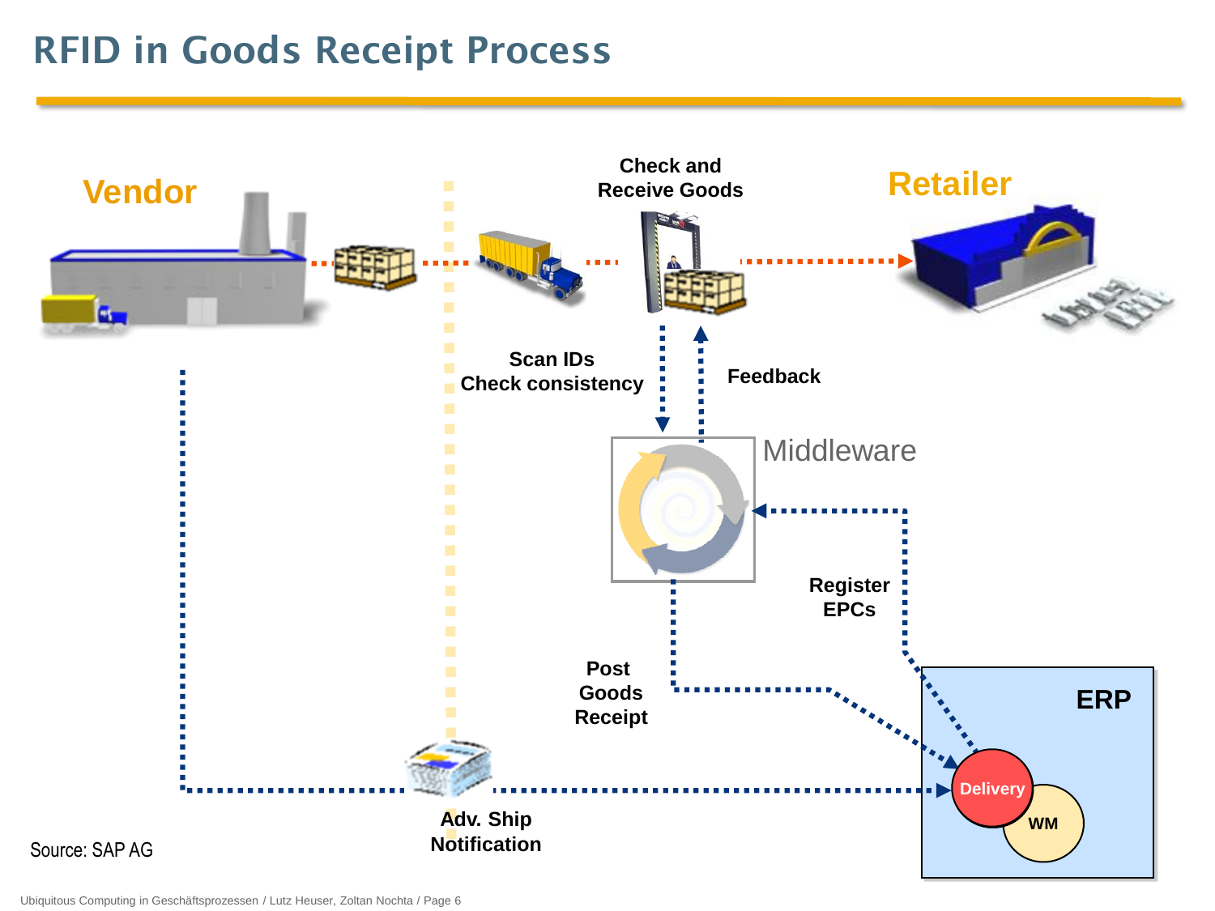# RFID in Goods Receipt Process

Vendor

Check and Receive Goods

Retailer

Scan IDs
Check consistency

Feedback

Middleware

Register EPCs

Post Goods Receipt

ERP

Delivery

WM

Adv. Ship Notification

Source: SAP AG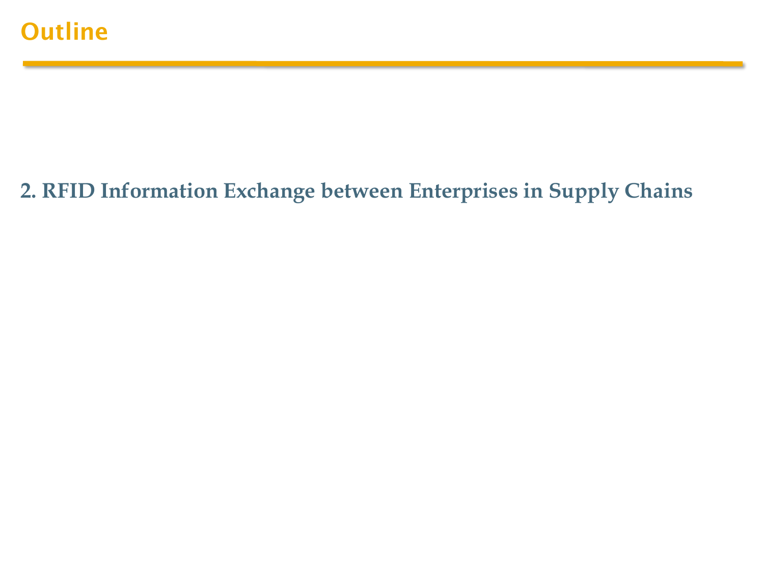# Outline

**2. RFID Information Exchange between Enterprises in Supply Chains**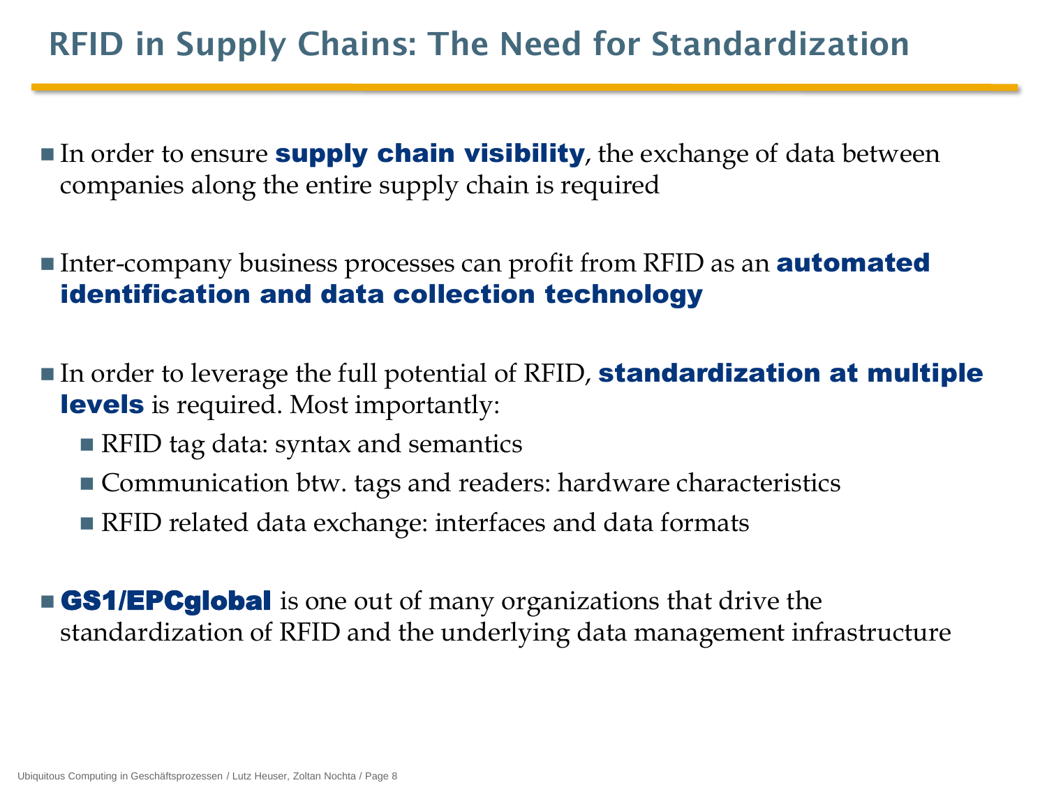# RFID in Supply Chains: The Need for Standardization

- In order to ensure **supply chain visibility**, the exchange of data between companies along the entire supply chain is required

- Inter-company business processes can profit from RFID as an **automated identification and data collection technology**

- In order to leverage the full potential of RFID, **standardization at multiple levels** is required. Most importantly:
  - RFID tag data: syntax and semantics
  - Communication btw. tags and readers: hardware characteristics
  - RFID related data exchange: interfaces and data formats

- **GS1/EPCglobal** is one out of many organizations that drive the standardization of RFID and the underlying data management infrastructure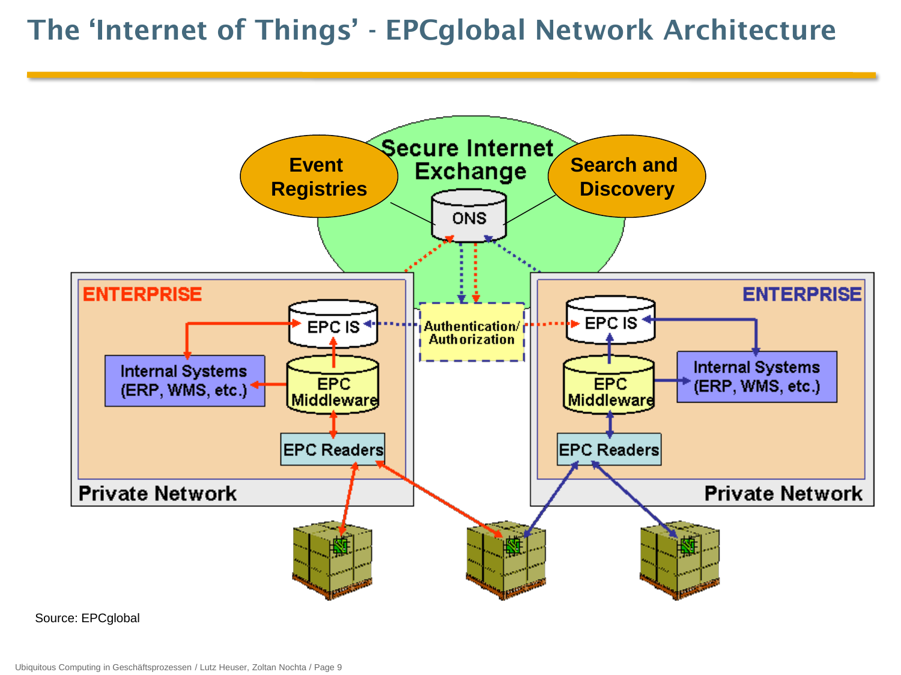# The ‘Internet of Things’ - EPCglobal Network Architecture

Secure Internet Exchange

Event Registries

Search and Discovery

ONS

ENTERPRISE

EPC IS

Authentication/ Authorization

EPC IS

ENTERPRISE

Internal Systems (ERP, WMS, etc.)

EPC Middleware

EPC Middleware

Internal Systems (ERP, WMS, etc.)

EPC Readers

EPC Readers

Private Network

Private Network

Source: EPCglobal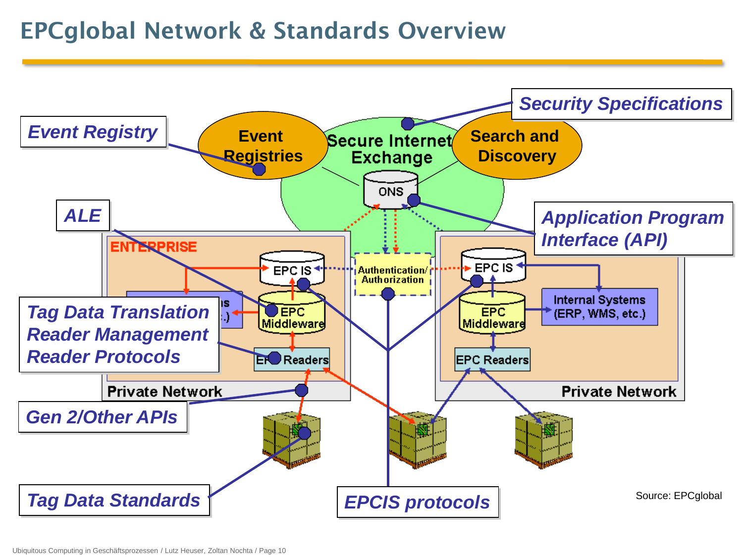# EPCglobal Network & Standards Overview

- Event Registry
- ALE
- Tag Data Translation
- Reader Management
- Reader Protocols
- Gen 2/Other APIs
- Tag Data Standards
- EPCIS protocols
- Application Program Interface (API)
- Security Specifications

Event Registries — Secure Internet Exchange — Search and Discovery

ONS

Authentication/Authorization

ENTERPRISE

EPC IS — EPC Middleware — EPC Readers — Private Network

EPC IS — EPC Middleware — EPC Readers — Internal Systems (ERP, WMS, etc.) — Private Network

Source: EPCglobal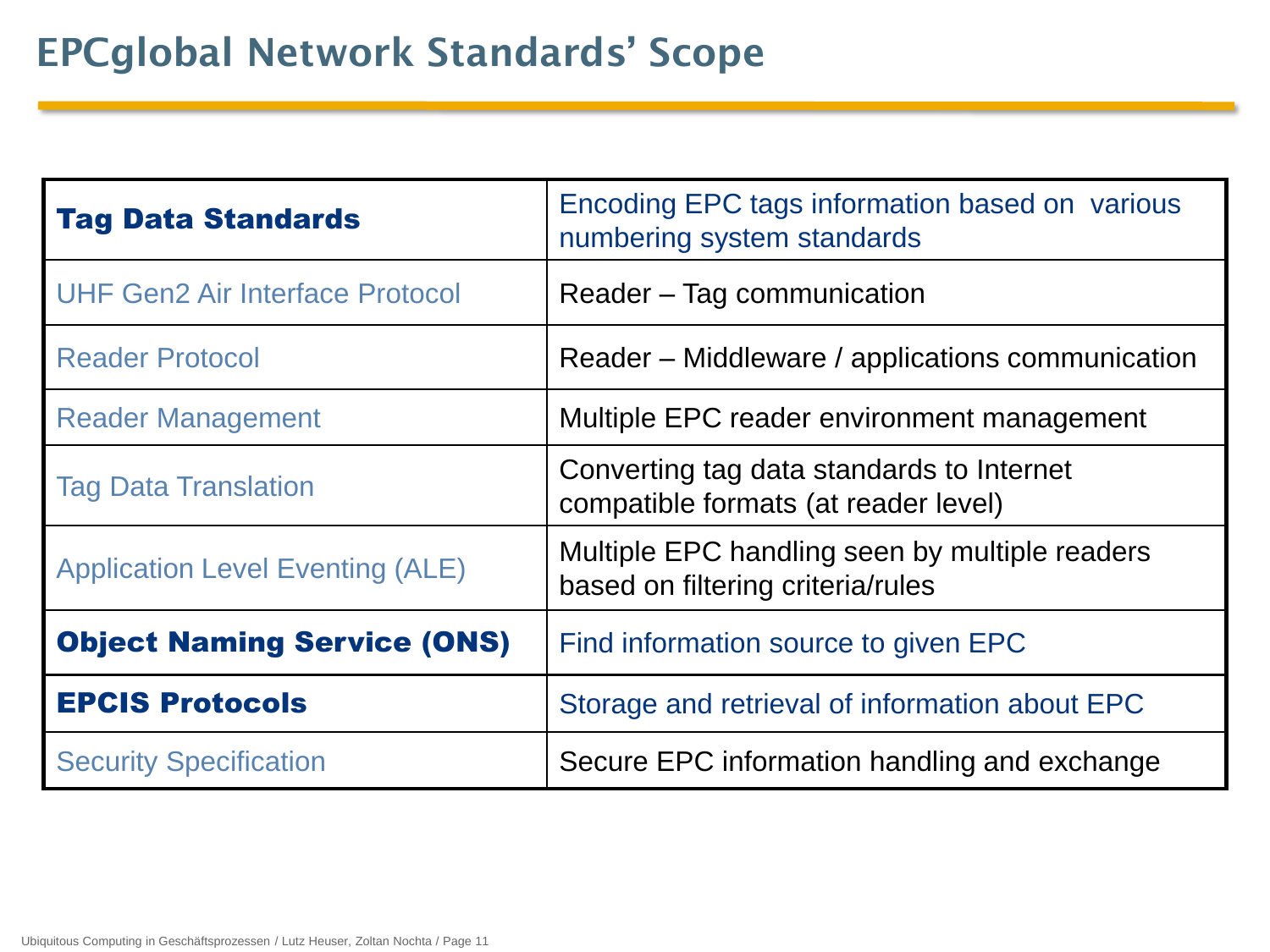# EPCglobal Network Standards' Scope

| | |
|---|---|
| **Tag Data Standards** | Encoding EPC tags information based on various numbering system standards |
| UHF Gen2 Air Interface Protocol | Reader – Tag communication |
| Reader Protocol | Reader – Middleware / applications communication |
| Reader Management | Multiple EPC reader environment management |
| Tag Data Translation | Converting tag data standards to Internet compatible formats (at reader level) |
| Application Level Eventing (ALE) | Multiple EPC handling seen by multiple readers based on filtering criteria/rules |
| **Object Naming Service (ONS)** | Find information source to given EPC |
| **EPCIS Protocols** | Storage and retrieval of information about EPC |
| Security Specification | Secure EPC information handling and exchange |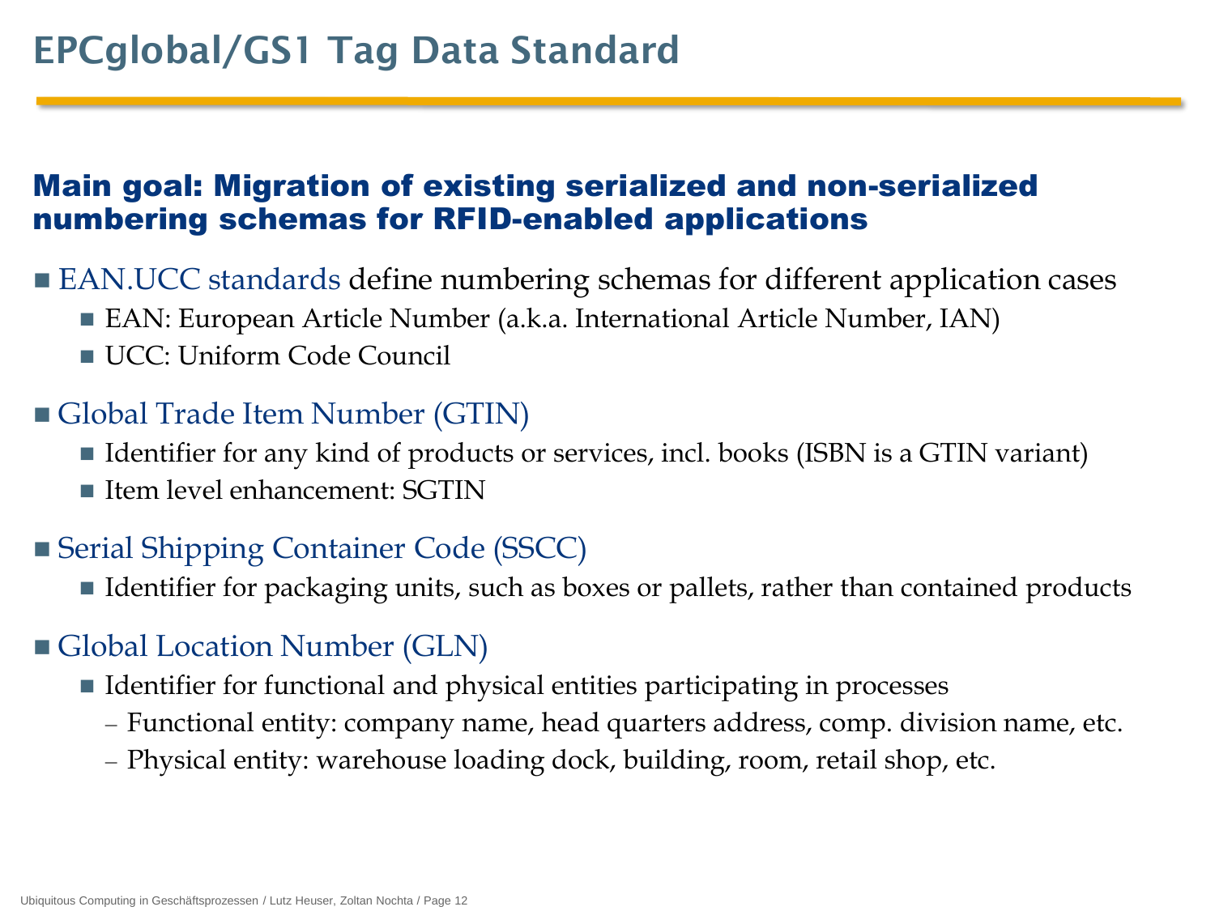# EPCglobal/GS1 Tag Data Standard

## Main goal: Migration of existing serialized and non-serialized numbering schemas for RFID-enabled applications

- EAN.UCC standards define numbering schemas for different application cases
  - EAN: European Article Number (a.k.a. International Article Number, IAN)
  - UCC: Uniform Code Council
- Global Trade Item Number (GTIN)
  - Identifier for any kind of products or services, incl. books (ISBN is a GTIN variant)
  - Item level enhancement: SGTIN
- Serial Shipping Container Code (SSCC)
  - Identifier for packaging units, such as boxes or pallets, rather than contained products
- Global Location Number (GLN)
  - Identifier for functional and physical entities participating in processes
    - Functional entity: company name, head quarters address, comp. division name, etc.
    - Physical entity: warehouse loading dock, building, room, retail shop, etc.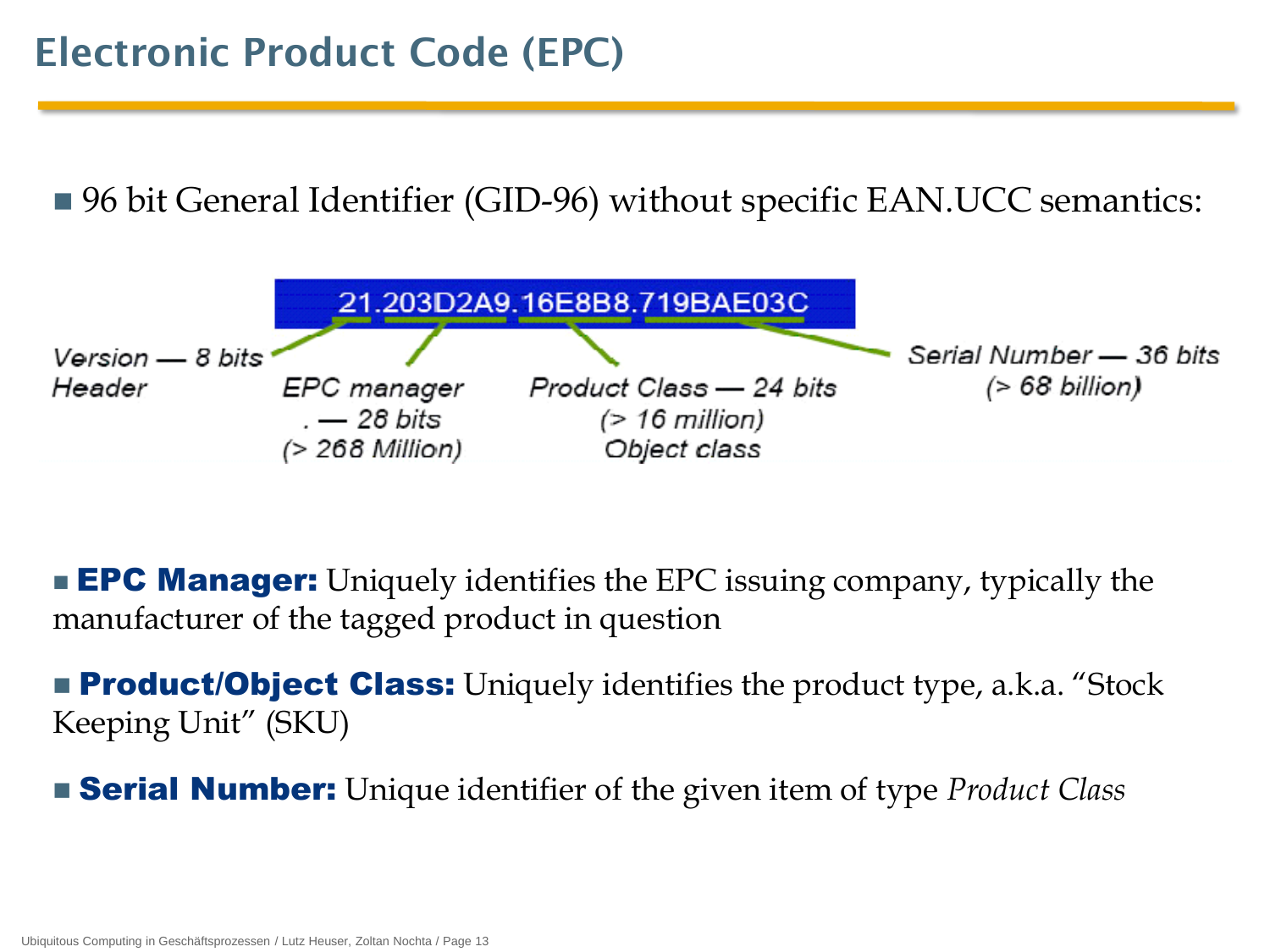# Electronic Product Code (EPC)

- 96 bit General Identifier (GID-96) without specific EAN.UCC semantics:

21.203D2A9.16E8B8.719BAE03C

Version — 8 bits Header

EPC manager . — 28 bits (> 268 Million)

Product Class — 24 bits (> 16 million) Object class

Serial Number — 36 bits (> 68 billion)

- **EPC Manager:** Uniquely identifies the EPC issuing company, typically the manufacturer of the tagged product in question
- **Product/Object Class:** Uniquely identifies the product type, a.k.a. "Stock Keeping Unit" (SKU)
- **Serial Number:** Unique identifier of the given item of type *Product Class*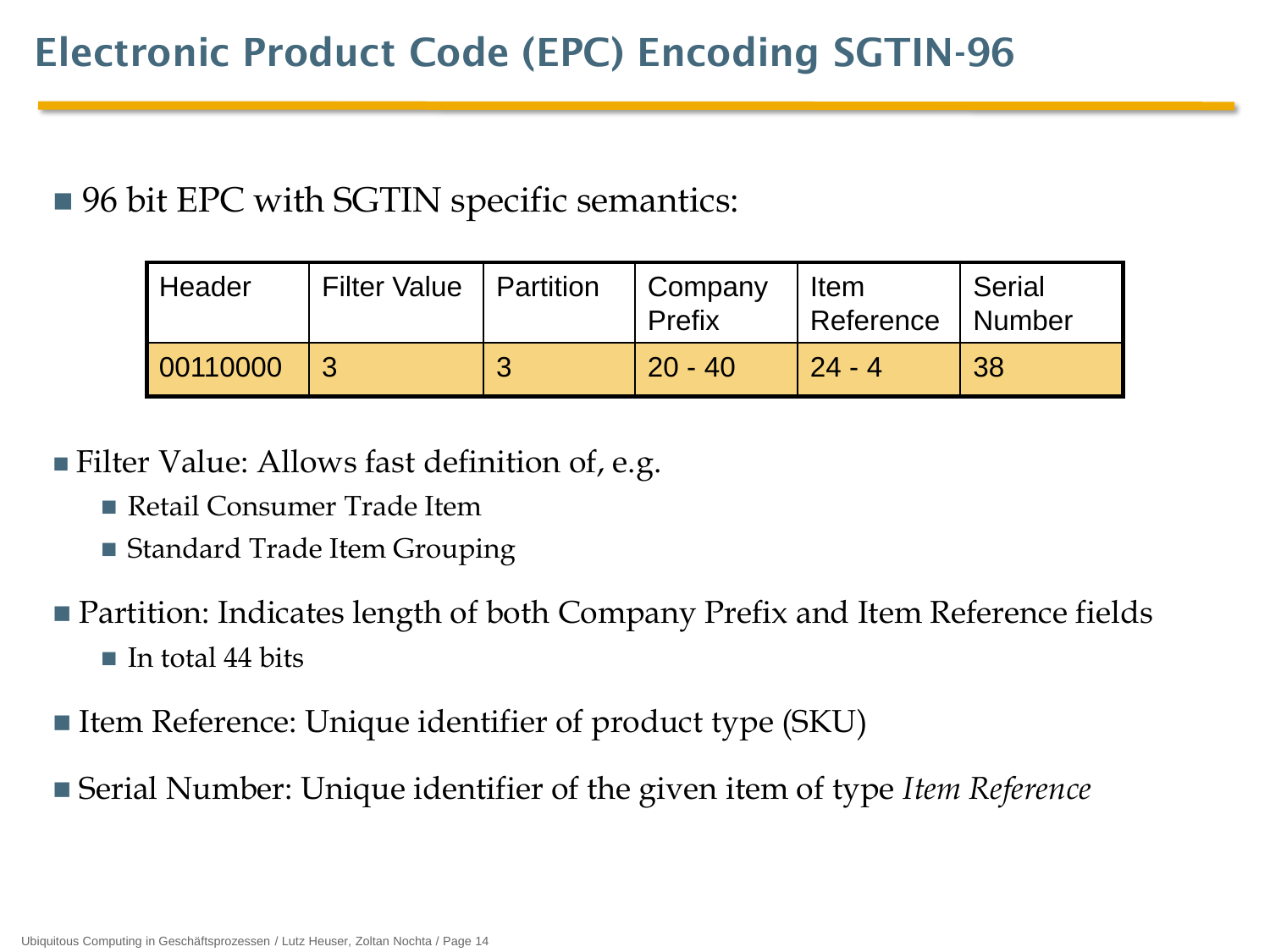# Electronic Product Code (EPC) Encoding SGTIN-96

- 96 bit EPC with SGTIN specific semantics:

| Header | Filter Value | Partition | Company Prefix | Item Reference | Serial Number |
|---|---|---|---|---|---|
| 00110000 | 3 | 3 | 20 - 40 | 24 - 4 | 38 |

- Filter Value: Allows fast definition of, e.g.
  - Retail Consumer Trade Item
  - Standard Trade Item Grouping
- Partition: Indicates length of both Company Prefix and Item Reference fields
  - In total 44 bits
- Item Reference: Unique identifier of product type (SKU)
- Serial Number: Unique identifier of the given item of type *Item Reference*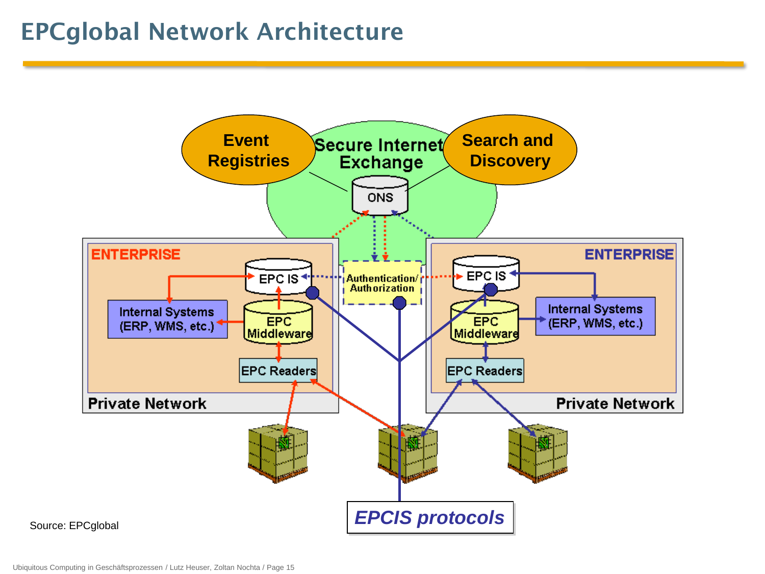# EPCglobal Network Architecture

Event Registries

Secure Internet Exchange

Search and Discovery

ONS

ENTERPRISE

EPC IS

Authentication/ Authorization

EPC IS

ENTERPRISE

Internal Systems (ERP, WMS, etc.)

EPC Middleware

EPC Middleware

Internal Systems (ERP, WMS, etc.)

EPC Readers

EPC Readers

Private Network

Private Network

*EPCIS protocols*

Source: EPCglobal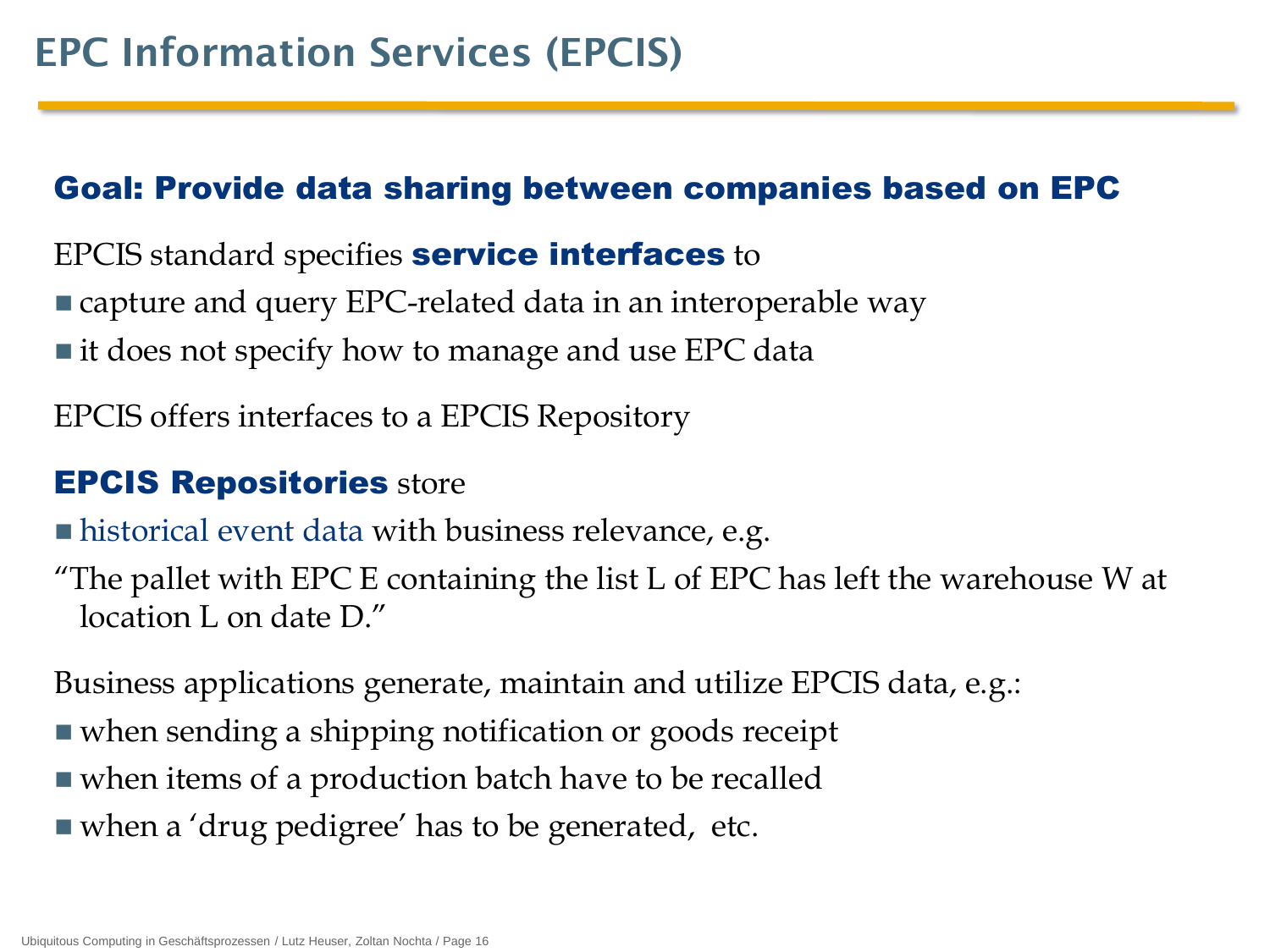# EPC Information Services (EPCIS)

## Goal: Provide data sharing between companies based on EPC

EPCIS standard specifies **service interfaces** to

- capture and query EPC-related data in an interoperable way
- it does not specify how to manage and use EPC data

EPCIS offers interfaces to a EPCIS Repository

**EPCIS Repositories** store

- historical event data with business relevance, e.g.

"The pallet with EPC E containing the list L of EPC has left the warehouse W at location L on date D."

Business applications generate, maintain and utilize EPCIS data, e.g.:

- when sending a shipping notification or goods receipt
- when items of a production batch have to be recalled
- when a 'drug pedigree' has to be generated, etc.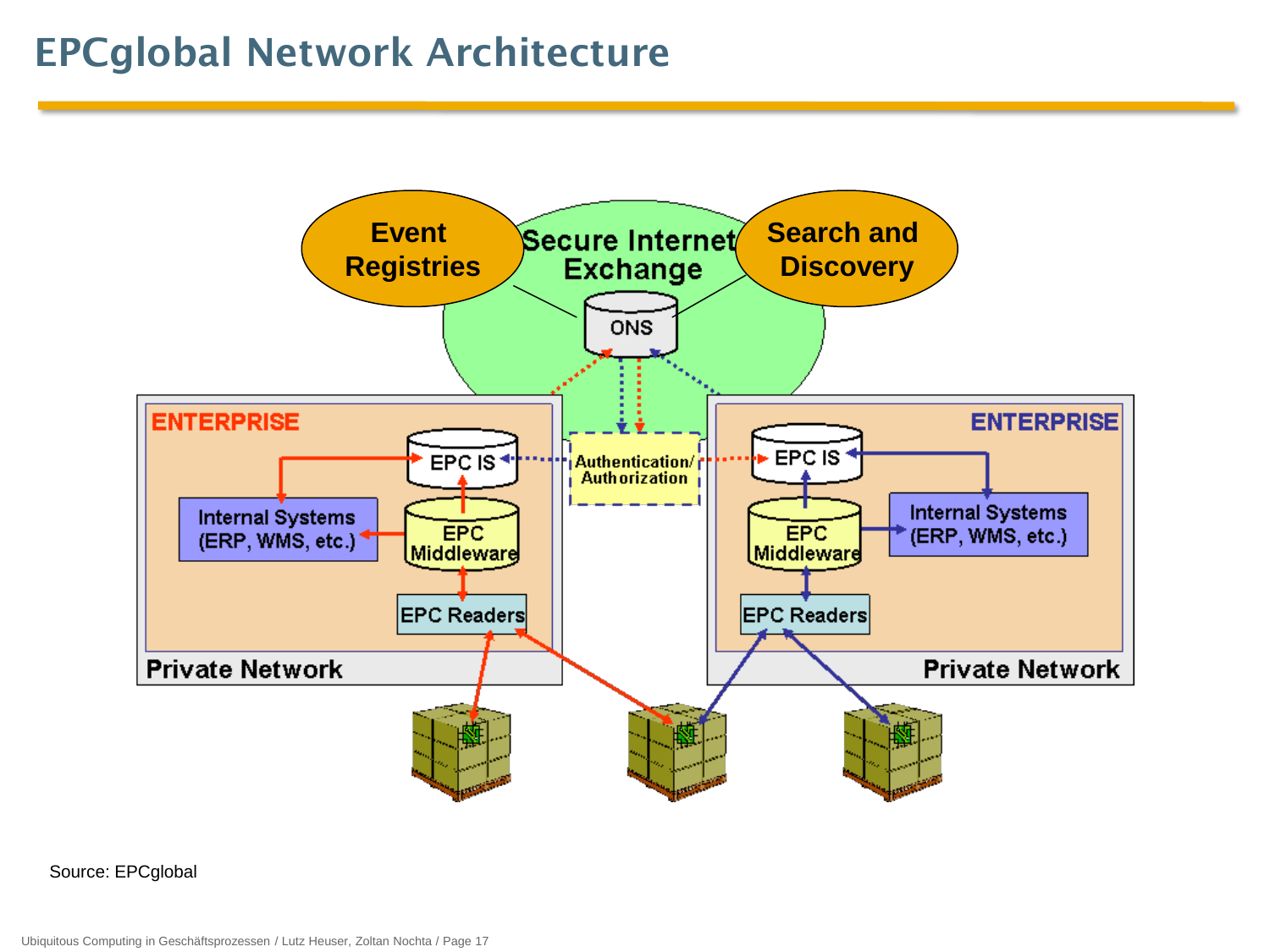# EPCglobal Network Architecture

Event Registries

Secure Internet Exchange

Search and Discovery

ONS

ENTERPRISE

EPC IS

Internal Systems (ERP, WMS, etc.)

EPC Middleware

EPC Readers

Private Network

Authentication/ Authorization

ENTERPRISE

EPC IS

EPC Middleware

Internal Systems (ERP, WMS, etc.)

EPC Readers

Private Network

Source: EPCglobal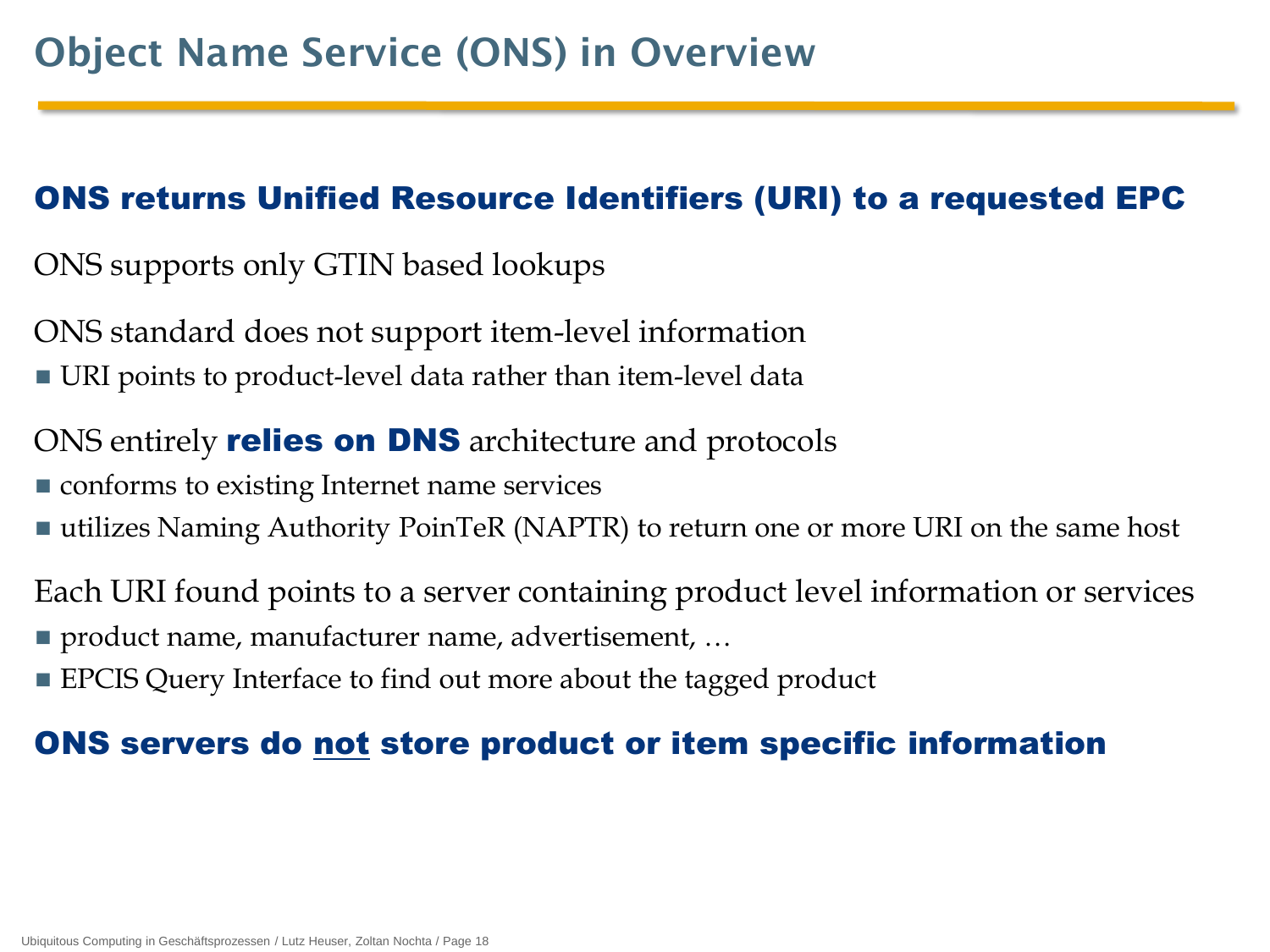# Object Name Service (ONS) in Overview

**ONS returns Unified Resource Identifiers (URI) to a requested EPC**

ONS supports only GTIN based lookups

ONS standard does not support item-level information

- URI points to product-level data rather than item-level data

ONS entirely **relies on DNS** architecture and protocols

- conforms to existing Internet name services
- utilizes Naming Authority PoinTeR (NAPTR) to return one or more URI on the same host

Each URI found points to a server containing product level information or services

- product name, manufacturer name, advertisement, …
- EPCIS Query Interface to find out more about the tagged product

**ONS servers do <u>not</u> store product or item specific information**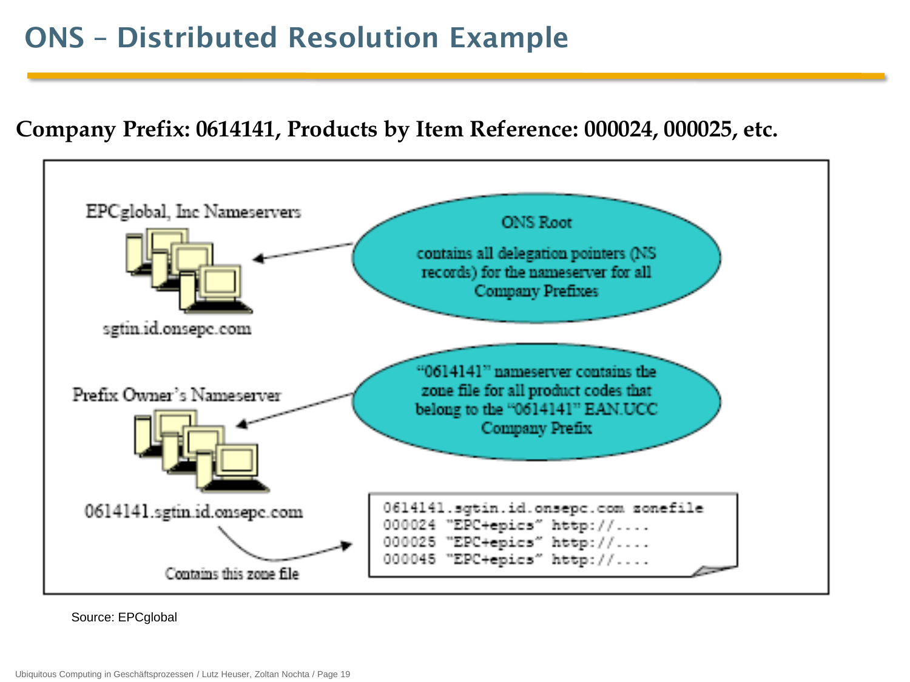# ONS – Distributed Resolution Example

**Company Prefix: 0614141, Products by Item Reference: 000024, 000025, etc.**

EPCglobal, Inc Nameservers

sgtin.id.onsepc.com

ONS Root

contains all delegation pointers (NS records) for the nameserver for all Company Prefixes

Prefix Owner's Nameserver

0614141.sgtin.id.onsepc.com

"0614141" nameserver contains the zone file for all product codes that belong to the "0614141" EAN.UCC Company Prefix

Contains this zone file

```
0614141.sgtin.id.onsepc.com zonefile
000024 "EPC+epics" http://....
000025 "EPC+epics" http://....
000045 "EPC+epics" http://....
```

Source: EPCglobal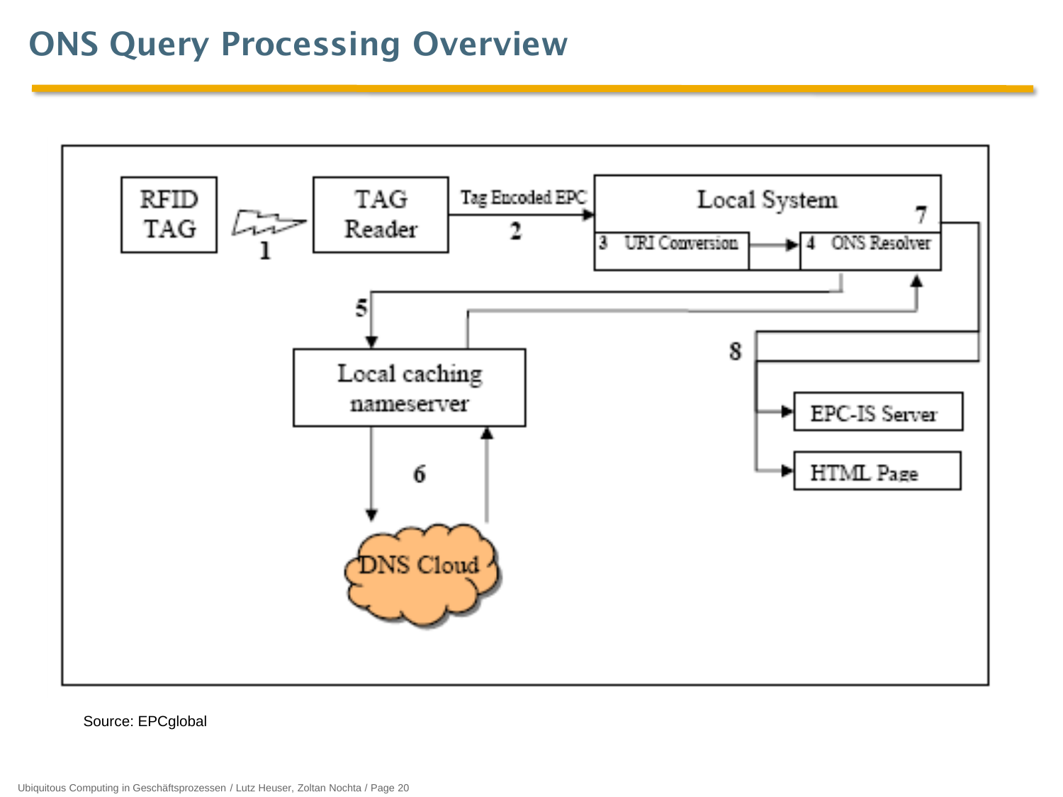# ONS Query Processing Overview

RFID TAG → (1) → TAG Reader → Tag Encoded EPC (2) → Local System

Local System: 3 URI Conversion → 4 ONS Resolver

5 → Local caching nameserver

6 → DNS Cloud

7, 8 → EPC-IS Server, HTML Page

Source: EPCglobal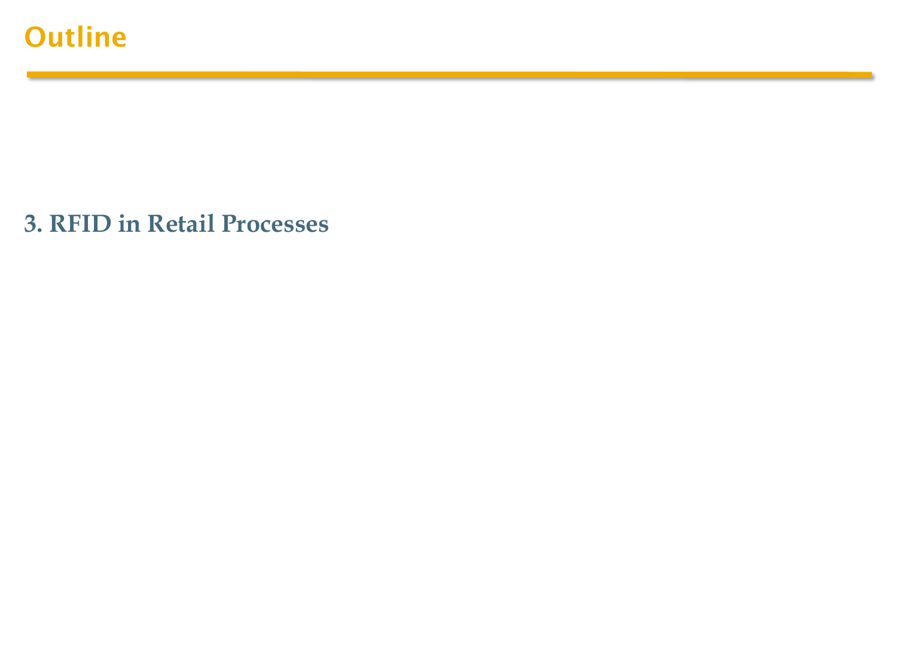# Outline

**3. RFID in Retail Processes**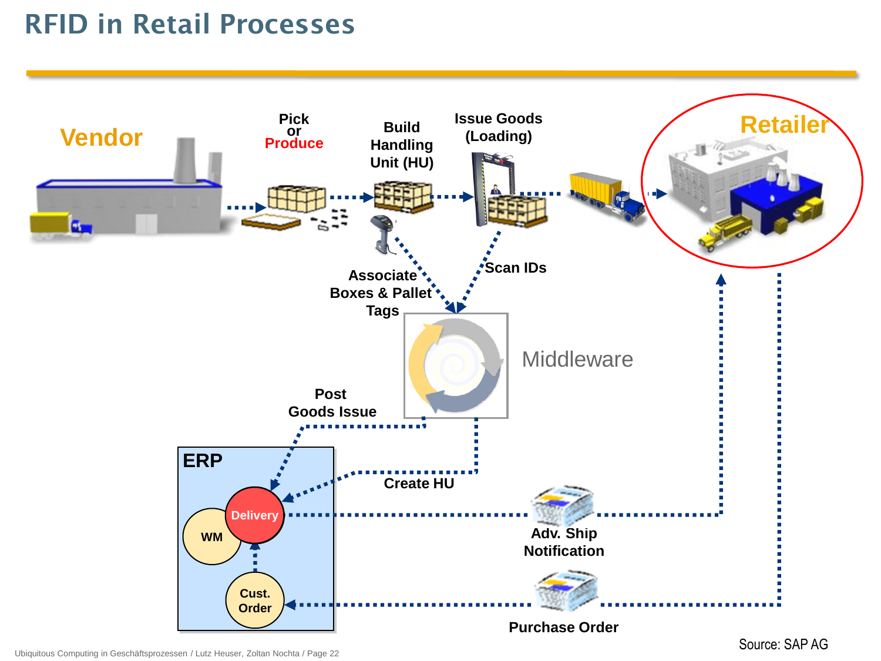# RFID in Retail Processes

Vendor

Pick or Produce

Build Handling Unit (HU)

Issue Goods (Loading)

Retailer

Associate Boxes & Pallet Tags

Scan IDs

Middleware

Post Goods Issue

Create HU

ERP

WM

Delivery

Cust. Order

Adv. Ship Notification

Purchase Order

Source: SAP AG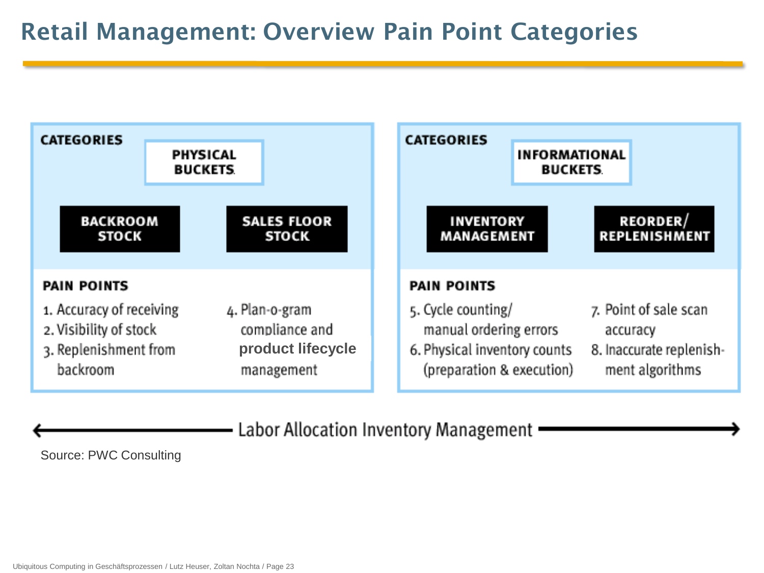# Retail Management: Overview Pain Point Categories

## CATEGORIES: PHYSICAL BUCKETS

**BACKROOM STOCK** | **SALES FLOOR STOCK**

**PAIN POINTS**

1. Accuracy of receiving
2. Visibility of stock
3. Replenishment from backroom
4. Plan-o-gram compliance and **product lifecycle** management

## CATEGORIES: INFORMATIONAL BUCKETS

**INVENTORY MANAGEMENT** | **REORDER/ REPLENISHMENT**

**PAIN POINTS**

5. Cycle counting/ manual ordering errors
6. Physical inventory counts (preparation & execution)
7. Point of sale scan accuracy
8. Inaccurate replenish-ment algorithms

← Labor Allocation Inventory Management →

Source: PWC Consulting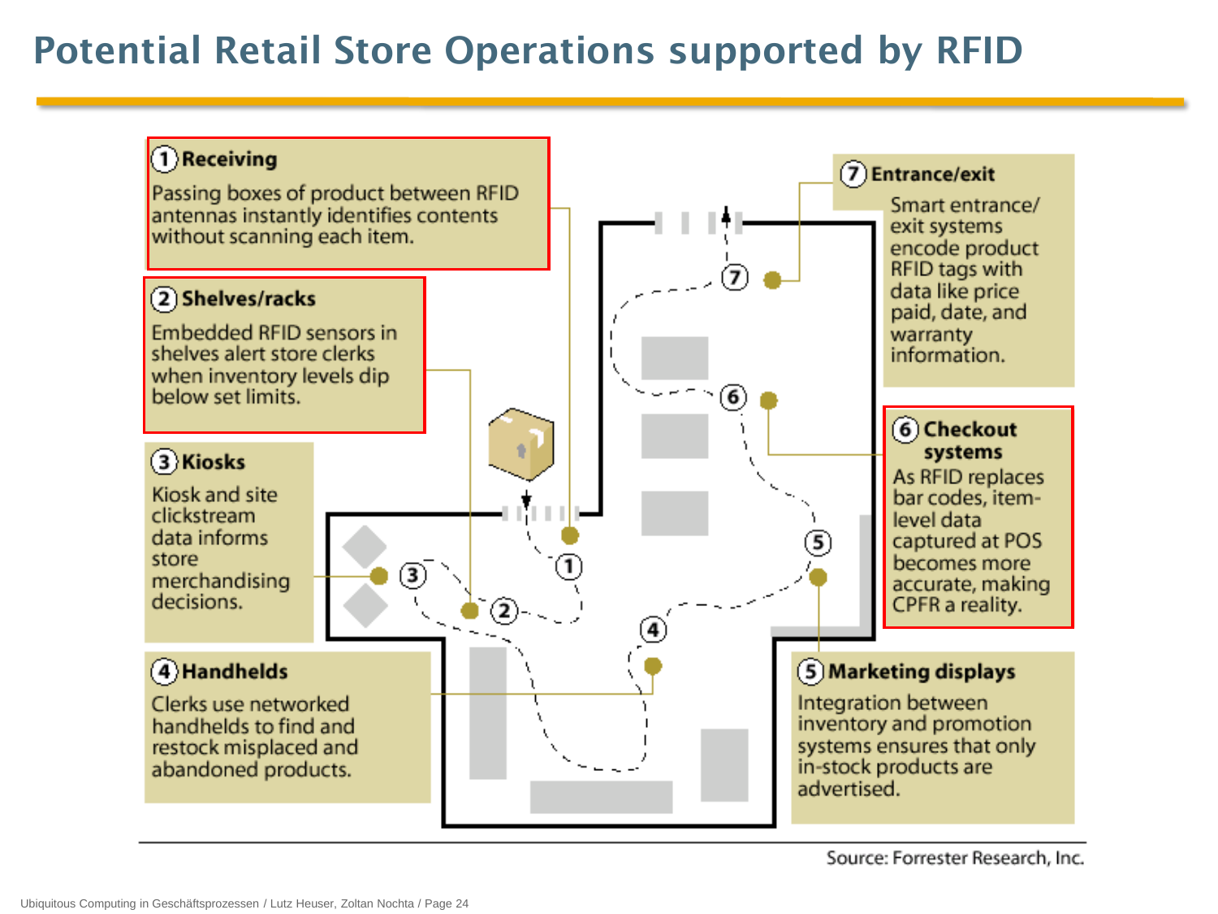# Potential Retail Store Operations supported by RFID

**1 Receiving**

Passing boxes of product between RFID antennas instantly identifies contents without scanning each item.

**2 Shelves/racks**

Embedded RFID sensors in shelves alert store clerks when inventory levels dip below set limits.

**3 Kiosks**

Kiosk and site clickstream data informs store merchandising decisions.

**4 Handhelds**

Clerks use networked handhelds to find and restock misplaced and abandoned products.

**5 Marketing displays**

Integration between inventory and promotion systems ensures that only in-stock products are advertised.

**6 Checkout systems**

As RFID replaces bar codes, item-level data captured at POS becomes more accurate, making CPFR a reality.

**7 Entrance/exit**

Smart entrance/exit systems encode product RFID tags with data like price paid, date, and warranty information.

Source: Forrester Research, Inc.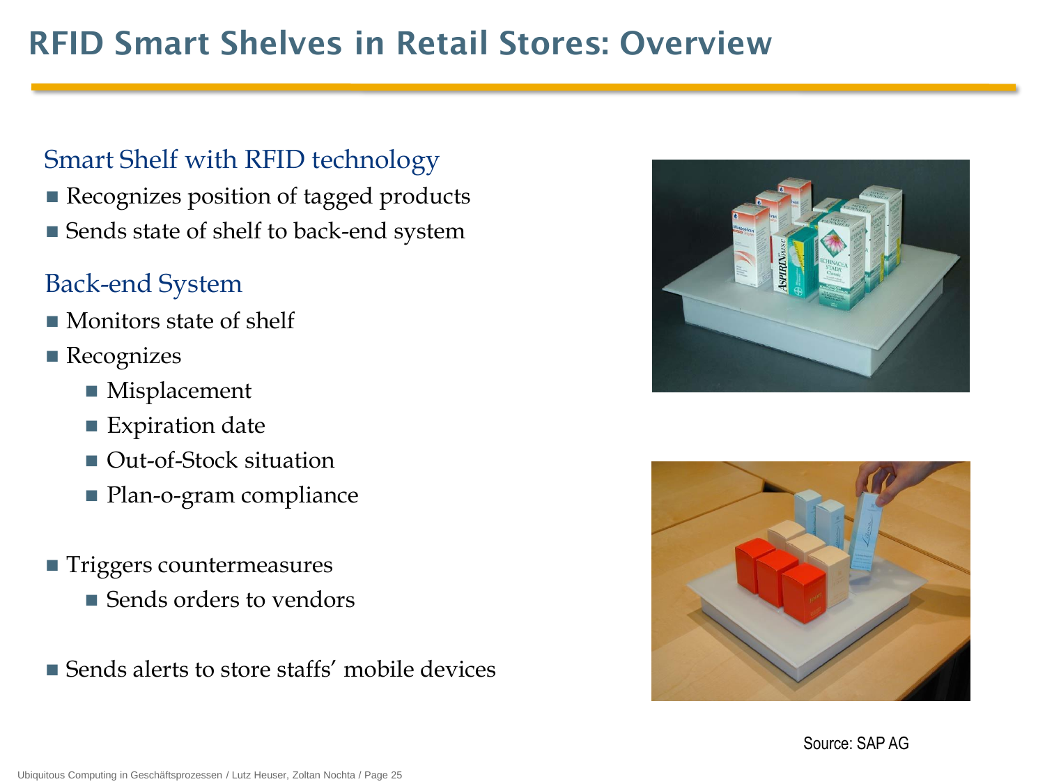# RFID Smart Shelves in Retail Stores: Overview

## Smart Shelf with RFID technology

- Recognizes position of tagged products
- Sends state of shelf to back-end system

## Back-end System

- Monitors state of shelf
- Recognizes
  - Misplacement
  - Expiration date
  - Out-of-Stock situation
  - Plan-o-gram compliance
- Triggers countermeasures
  - Sends orders to vendors
- Sends alerts to store staffs' mobile devices

Source: SAP AG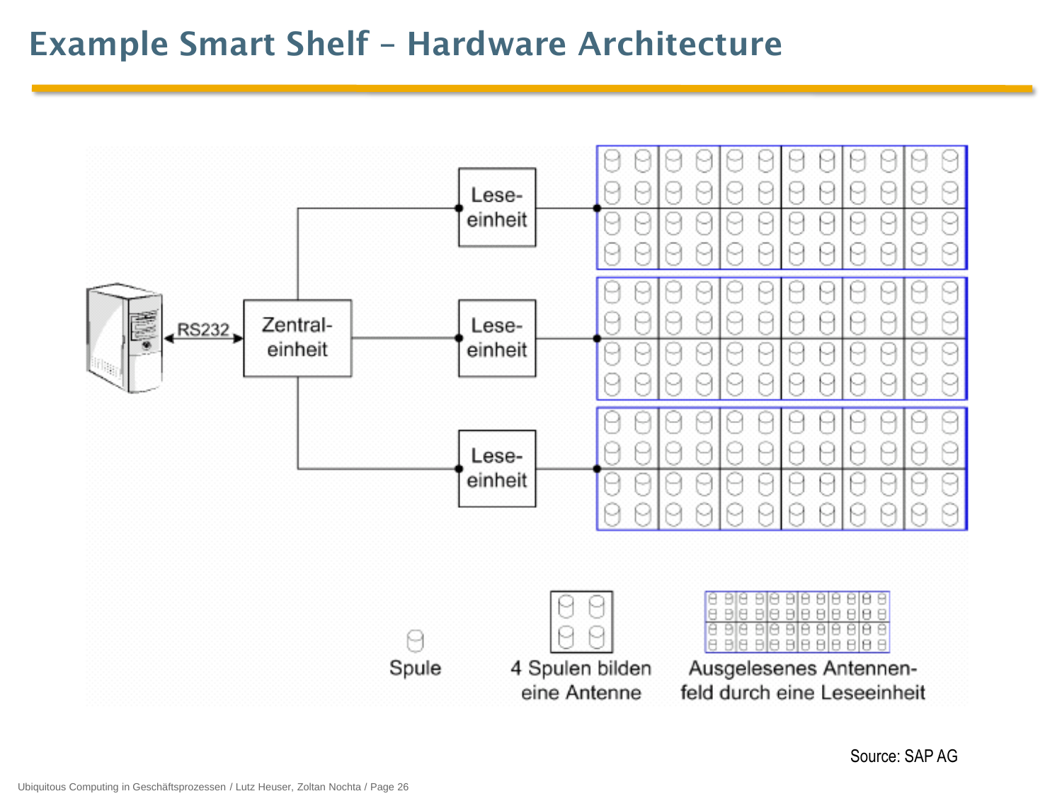# Example Smart Shelf – Hardware Architecture

RS232

Zentral-einheit

Lese-einheit

Lese-einheit

Lese-einheit

Spule

4 Spulen bilden eine Antenne

Ausgelesenes Antennen-feld durch eine Leseeinheit

Source: SAP AG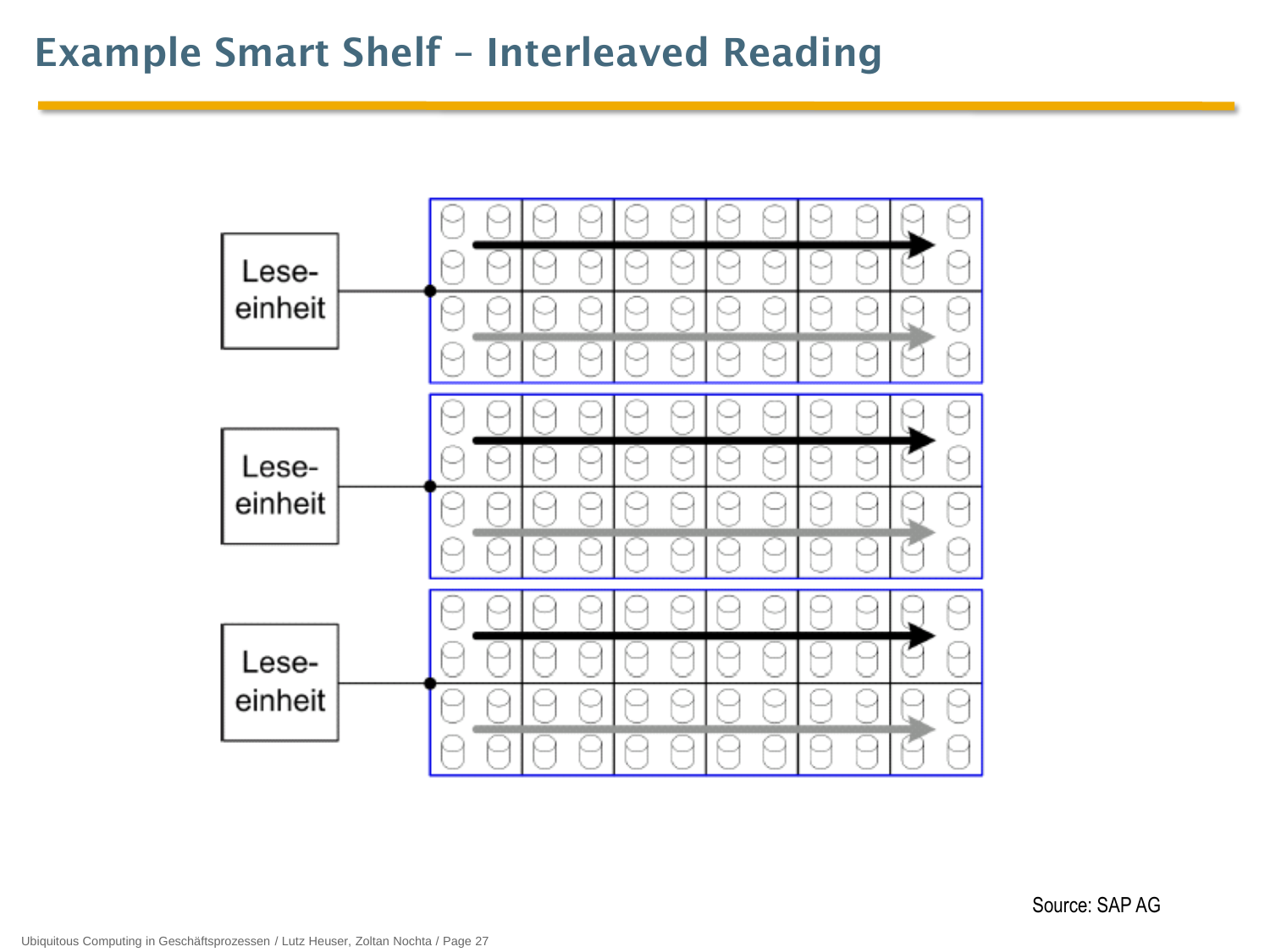# Example Smart Shelf – Interleaved Reading

Lese-einheit

Lese-einheit

Lese-einheit

Source: SAP AG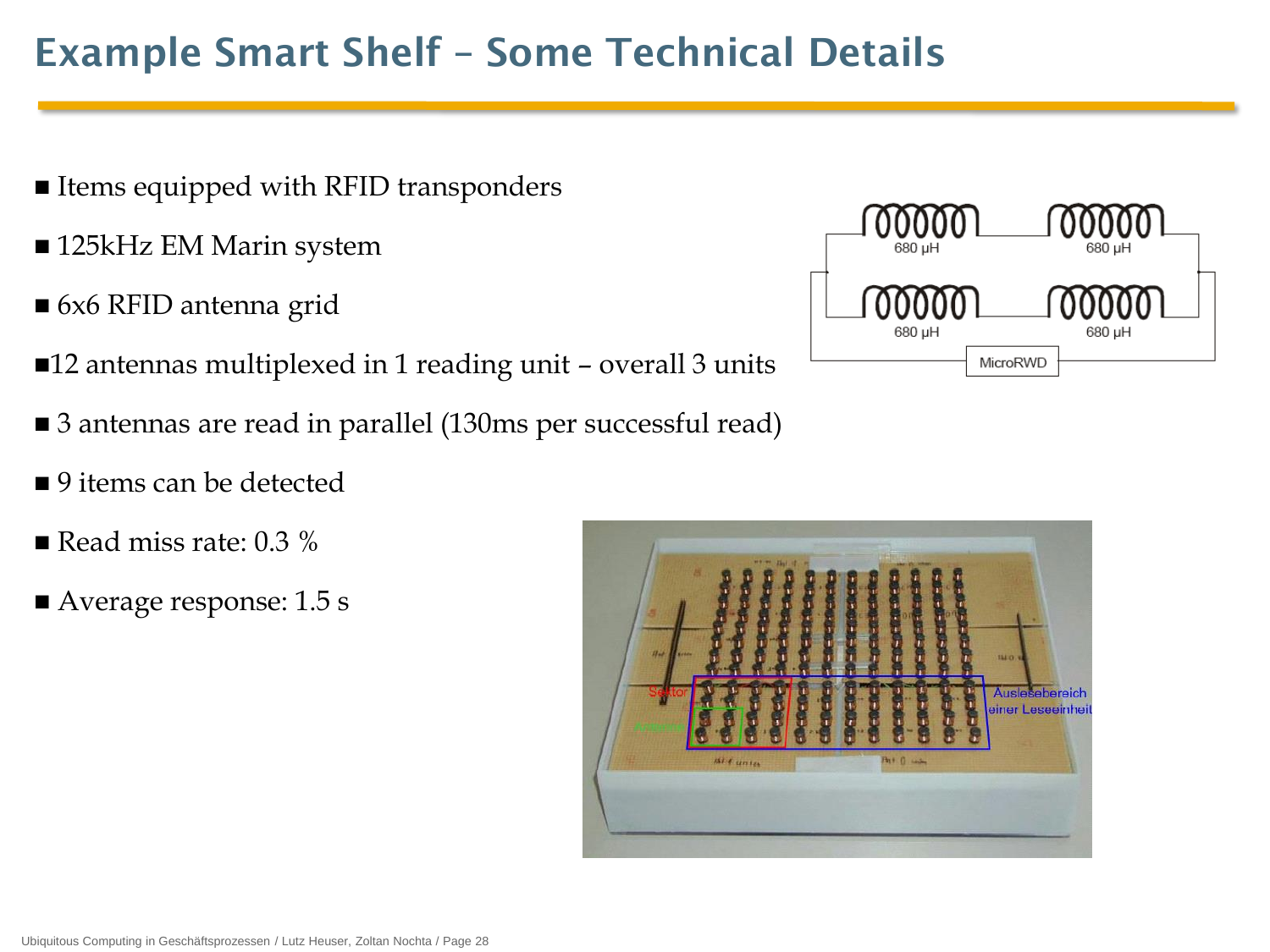# Example Smart Shelf – Some Technical Details

- Items equipped with RFID transponders
- 125kHz EM Marin system
- 6x6 RFID antenna grid
- 12 antennas multiplexed in 1 reading unit – overall 3 units
- 3 antennas are read in parallel (130ms per successful read)
- 9 items can be detected
- Read miss rate: 0.3 %
- Average response: 1.5 s

680 µH
680 µH
680 µH
680 µH
MicroRWD

Sektor
Antenne
Auslesebereich einer Leseeinheit